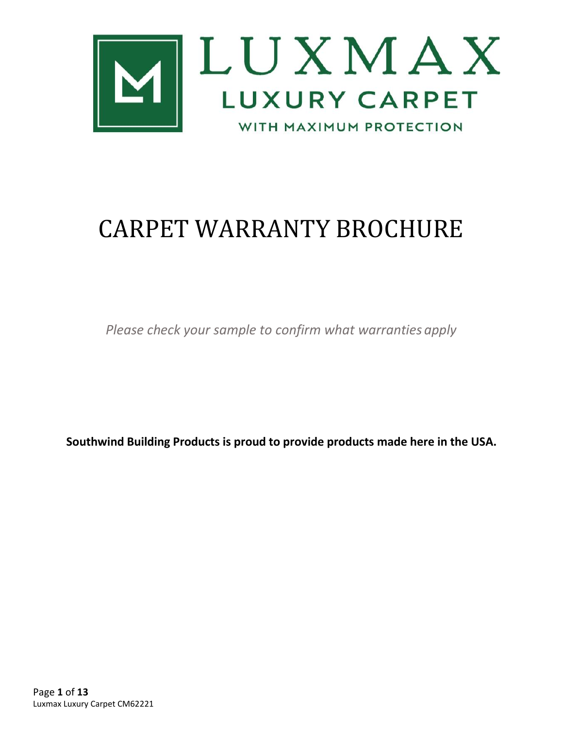# LUXMAX

## LUXURY CARPET

WITH MAXIMUM PROTECTION

# CARPET WARRANTY BROCHURE

*Please check your sample to confirm what warranties apply*

**Southwind Building Products is proud to provide products made here in the USA.**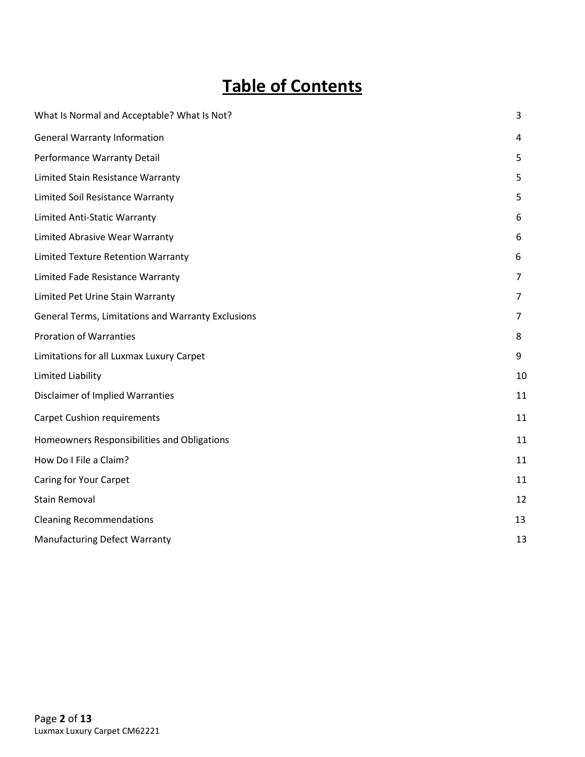# Table of Contents

| | |
|---|---|
| What Is Normal and Acceptable? What Is Not? | 3 |
| General Warranty Information | 4 |
| Performance Warranty Detail | 5 |
| Limited Stain Resistance Warranty | 5 |
| Limited Soil Resistance Warranty | 5 |
| Limited Anti-Static Warranty | 6 |
| Limited Abrasive Wear Warranty | 6 |
| Limited Texture Retention Warranty | 6 |
| Limited Fade Resistance Warranty | 7 |
| Limited Pet Urine Stain Warranty | 7 |
| General Terms, Limitations and Warranty Exclusions | 7 |
| Proration of Warranties | 8 |
| Limitations for all Luxmax Luxury Carpet | 9 |
| Limited Liability | 10 |
| Disclaimer of Implied Warranties | 11 |
| Carpet Cushion requirements | 11 |
| Homeowners Responsibilities and Obligations | 11 |
| How Do I File a Claim? | 11 |
| Caring for Your Carpet | 11 |
| Stain Removal | 12 |
| Cleaning Recommendations | 13 |
| Manufacturing Defect Warranty | 13 |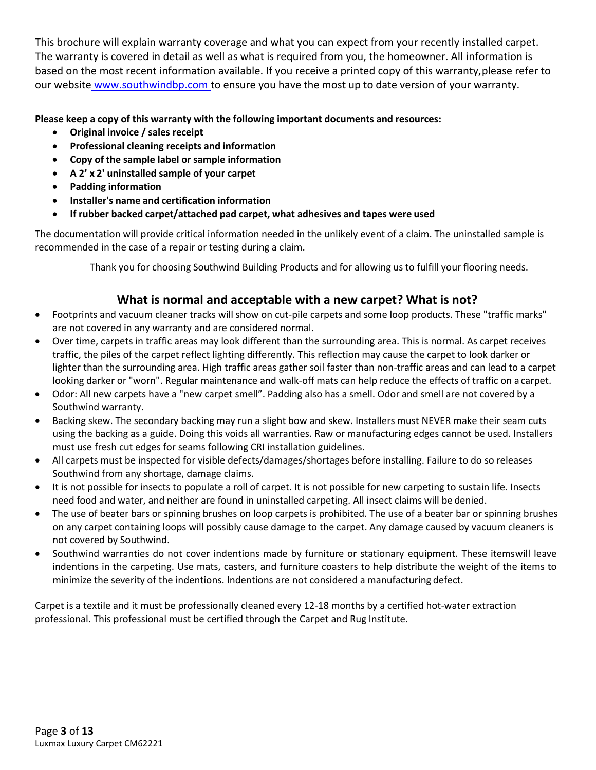This brochure will explain warranty coverage and what you can expect from your recently installed carpet. The warranty is covered in detail as well as what is required from you, the homeowner. All information is based on the most recent information available. If you receive a printed copy of this warranty,please refer to our website www.southwindbp.com to ensure you have the most up to date version of your warranty.

**Please keep a copy of this warranty with the following important documents and resources:**

- **Original invoice / sales receipt**
- **Professional cleaning receipts and information**
- **Copy of the sample label or sample information**
- **A 2' x 2' uninstalled sample of your carpet**
- **Padding information**
- **Installer's name and certification information**
- **If rubber backed carpet/attached pad carpet, what adhesives and tapes were used**

The documentation will provide critical information needed in the unlikely event of a claim. The uninstalled sample is recommended in the case of a repair or testing during a claim.

Thank you for choosing Southwind Building Products and for allowing us to fulfill your flooring needs.

## What is normal and acceptable with a new carpet? What is not?

- Footprints and vacuum cleaner tracks will show on cut-pile carpets and some loop products. These "traffic marks" are not covered in any warranty and are considered normal.
- Over time, carpets in traffic areas may look different than the surrounding area. This is normal. As carpet receives traffic, the piles of the carpet reflect lighting differently. This reflection may cause the carpet to look darker or lighter than the surrounding area. High traffic areas gather soil faster than non-traffic areas and can lead to a carpet looking darker or "worn". Regular maintenance and walk-off mats can help reduce the effects of traffic on a carpet.
- Odor: All new carpets have a "new carpet smell". Padding also has a smell. Odor and smell are not covered by a Southwind warranty.
- Backing skew. The secondary backing may run a slight bow and skew. Installers must NEVER make their seam cuts using the backing as a guide. Doing this voids all warranties. Raw or manufacturing edges cannot be used. Installers must use fresh cut edges for seams following CRI installation guidelines.
- All carpets must be inspected for visible defects/damages/shortages before installing. Failure to do so releases Southwind from any shortage, damage claims.
- It is not possible for insects to populate a roll of carpet. It is not possible for new carpeting to sustain life. Insects need food and water, and neither are found in uninstalled carpeting. All insect claims will be denied.
- The use of beater bars or spinning brushes on loop carpets is prohibited. The use of a beater bar or spinning brushes on any carpet containing loops will possibly cause damage to the carpet. Any damage caused by vacuum cleaners is not covered by Southwind.
- Southwind warranties do not cover indentions made by furniture or stationary equipment. These itemswill leave indentions in the carpeting. Use mats, casters, and furniture coasters to help distribute the weight of the items to minimize the severity of the indentions. Indentions are not considered a manufacturing defect.

Carpet is a textile and it must be professionally cleaned every 12-18 months by a certified hot-water extraction professional. This professional must be certified through the Carpet and Rug Institute.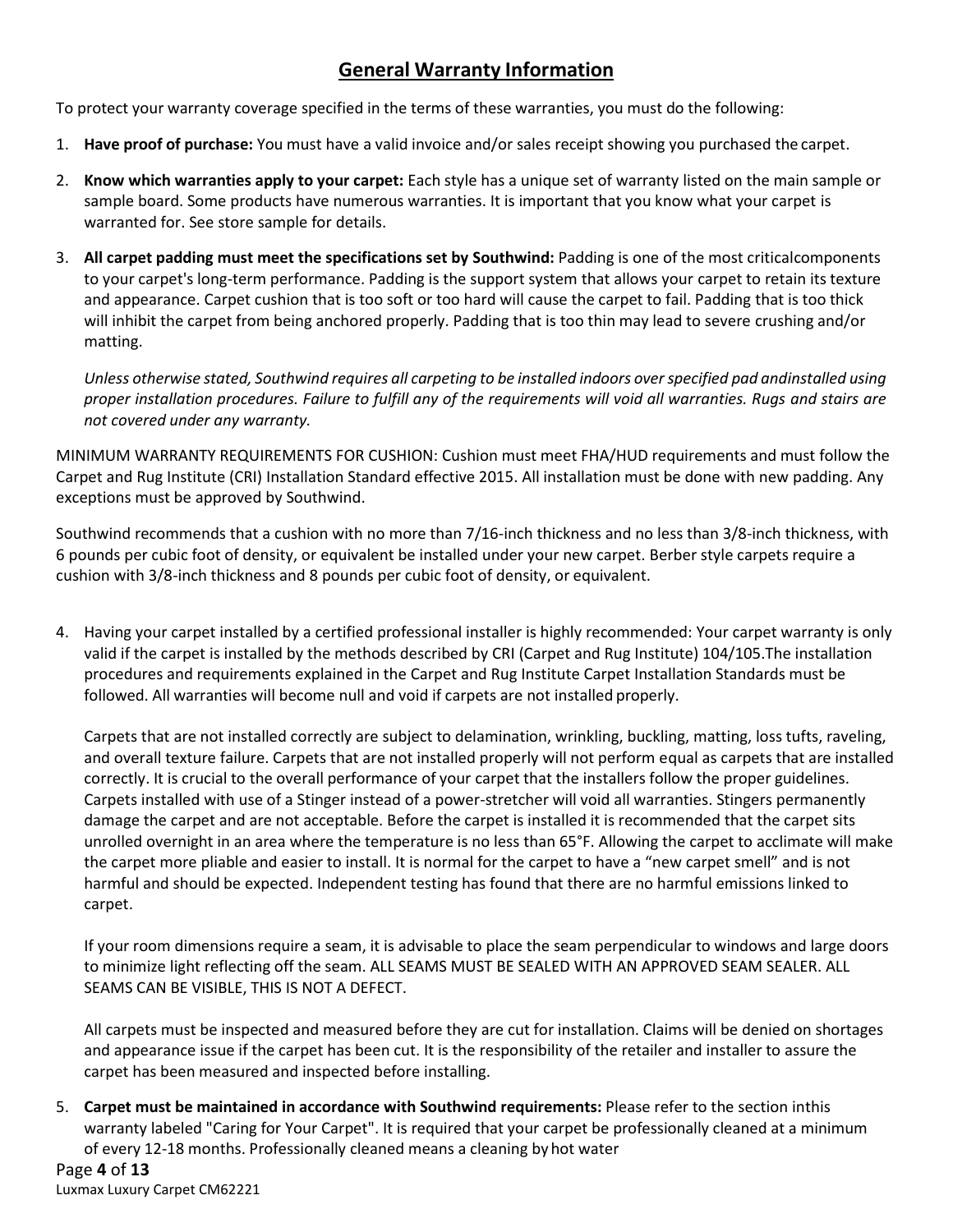## General Warranty Information

To protect your warranty coverage specified in the terms of these warranties, you must do the following:

1. **Have proof of purchase:** You must have a valid invoice and/or sales receipt showing you purchased the carpet.

2. **Know which warranties apply to your carpet:** Each style has a unique set of warranty listed on the main sample or sample board. Some products have numerous warranties. It is important that you know what your carpet is warranted for. See store sample for details.

3. **All carpet padding must meet the specifications set by Southwind:** Padding is one of the most criticalcomponents to your carpet's long-term performance. Padding is the support system that allows your carpet to retain its texture and appearance. Carpet cushion that is too soft or too hard will cause the carpet to fail. Padding that is too thick will inhibit the carpet from being anchored properly. Padding that is too thin may lead to severe crushing and/or matting.

   *Unless otherwise stated, Southwind requires all carpeting to be installed indoors over specified pad andinstalled using proper installation procedures. Failure to fulfill any of the requirements will void all warranties. Rugs and stairs are not covered under any warranty.*

MINIMUM WARRANTY REQUIREMENTS FOR CUSHION: Cushion must meet FHA/HUD requirements and must follow the Carpet and Rug Institute (CRI) Installation Standard effective 2015. All installation must be done with new padding. Any exceptions must be approved by Southwind.

Southwind recommends that a cushion with no more than 7/16-inch thickness and no less than 3/8-inch thickness, with 6 pounds per cubic foot of density, or equivalent be installed under your new carpet. Berber style carpets require a cushion with 3/8-inch thickness and 8 pounds per cubic foot of density, or equivalent.

4. Having your carpet installed by a certified professional installer is highly recommended: Your carpet warranty is only valid if the carpet is installed by the methods described by CRI (Carpet and Rug Institute) 104/105.The installation procedures and requirements explained in the Carpet and Rug Institute Carpet Installation Standards must be followed. All warranties will become null and void if carpets are not installed properly.

   Carpets that are not installed correctly are subject to delamination, wrinkling, buckling, matting, loss tufts, raveling, and overall texture failure. Carpets that are not installed properly will not perform equal as carpets that are installed correctly. It is crucial to the overall performance of your carpet that the installers follow the proper guidelines. Carpets installed with use of a Stinger instead of a power-stretcher will void all warranties. Stingers permanently damage the carpet and are not acceptable. Before the carpet is installed it is recommended that the carpet sits unrolled overnight in an area where the temperature is no less than 65°F. Allowing the carpet to acclimate will make the carpet more pliable and easier to install. It is normal for the carpet to have a "new carpet smell" and is not harmful and should be expected. Independent testing has found that there are no harmful emissions linked to carpet.

   If your room dimensions require a seam, it is advisable to place the seam perpendicular to windows and large doors to minimize light reflecting off the seam. ALL SEAMS MUST BE SEALED WITH AN APPROVED SEAM SEALER. ALL SEAMS CAN BE VISIBLE, THIS IS NOT A DEFECT.

   All carpets must be inspected and measured before they are cut for installation. Claims will be denied on shortages and appearance issue if the carpet has been cut. It is the responsibility of the retailer and installer to assure the carpet has been measured and inspected before installing.

5. **Carpet must be maintained in accordance with Southwind requirements:** Please refer to the section inthis warranty labeled "Caring for Your Carpet". It is required that your carpet be professionally cleaned at a minimum of every 12-18 months. Professionally cleaned means a cleaning by hot water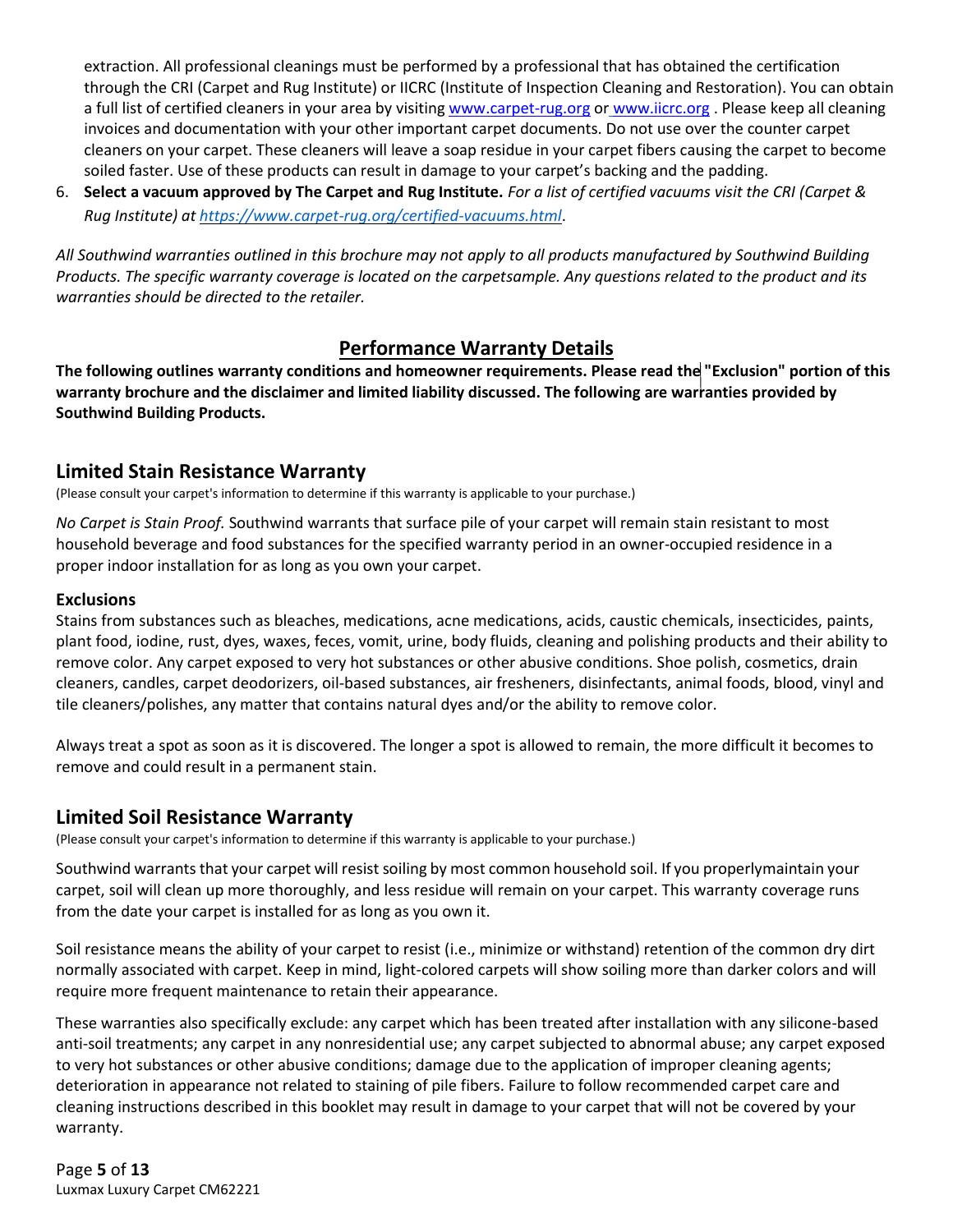extraction. All professional cleanings must be performed by a professional that has obtained the certification through the CRI (Carpet and Rug Institute) or IICRC (Institute of Inspection Cleaning and Restoration). You can obtain a full list of certified cleaners in your area by visiting www.carpet-rug.org or www.iicrc.org . Please keep all cleaning invoices and documentation with your other important carpet documents. Do not use over the counter carpet cleaners on your carpet. These cleaners will leave a soap residue in your carpet fibers causing the carpet to become soiled faster. Use of these products can result in damage to your carpet's backing and the padding.

6. **Select a vacuum approved by The Carpet and Rug Institute.** *For a list of certified vacuums visit the CRI (Carpet & Rug Institute) at https://www.carpet-rug.org/certified-vacuums.html.*

*All Southwind warranties outlined in this brochure may not apply to all products manufactured by Southwind Building Products. The specific warranty coverage is located on the carpetsample. Any questions related to the product and its warranties should be directed to the retailer.*

## Performance Warranty Details

**The following outlines warranty conditions and homeowner requirements. Please read the "Exclusion" portion of this warranty brochure and the disclaimer and limited liability discussed. The following are warranties provided by Southwind Building Products.**

## Limited Stain Resistance Warranty

(Please consult your carpet's information to determine if this warranty is applicable to your purchase.)

*No Carpet is Stain Proof.* Southwind warrants that surface pile of your carpet will remain stain resistant to most household beverage and food substances for the specified warranty period in an owner-occupied residence in a proper indoor installation for as long as you own your carpet.

### Exclusions

Stains from substances such as bleaches, medications, acne medications, acids, caustic chemicals, insecticides, paints, plant food, iodine, rust, dyes, waxes, feces, vomit, urine, body fluids, cleaning and polishing products and their ability to remove color. Any carpet exposed to very hot substances or other abusive conditions. Shoe polish, cosmetics, drain cleaners, candles, carpet deodorizers, oil-based substances, air fresheners, disinfectants, animal foods, blood, vinyl and tile cleaners/polishes, any matter that contains natural dyes and/or the ability to remove color.

Always treat a spot as soon as it is discovered. The longer a spot is allowed to remain, the more difficult it becomes to remove and could result in a permanent stain.

## Limited Soil Resistance Warranty

(Please consult your carpet's information to determine if this warranty is applicable to your purchase.)

Southwind warrants that your carpet will resist soiling by most common household soil. If you properlymaintain your carpet, soil will clean up more thoroughly, and less residue will remain on your carpet. This warranty coverage runs from the date your carpet is installed for as long as you own it.

Soil resistance means the ability of your carpet to resist (i.e., minimize or withstand) retention of the common dry dirt normally associated with carpet. Keep in mind, light-colored carpets will show soiling more than darker colors and will require more frequent maintenance to retain their appearance.

These warranties also specifically exclude: any carpet which has been treated after installation with any silicone-based anti-soil treatments; any carpet in any nonresidential use; any carpet subjected to abnormal abuse; any carpet exposed to very hot substances or other abusive conditions; damage due to the application of improper cleaning agents; deterioration in appearance not related to staining of pile fibers. Failure to follow recommended carpet care and cleaning instructions described in this booklet may result in damage to your carpet that will not be covered by your warranty.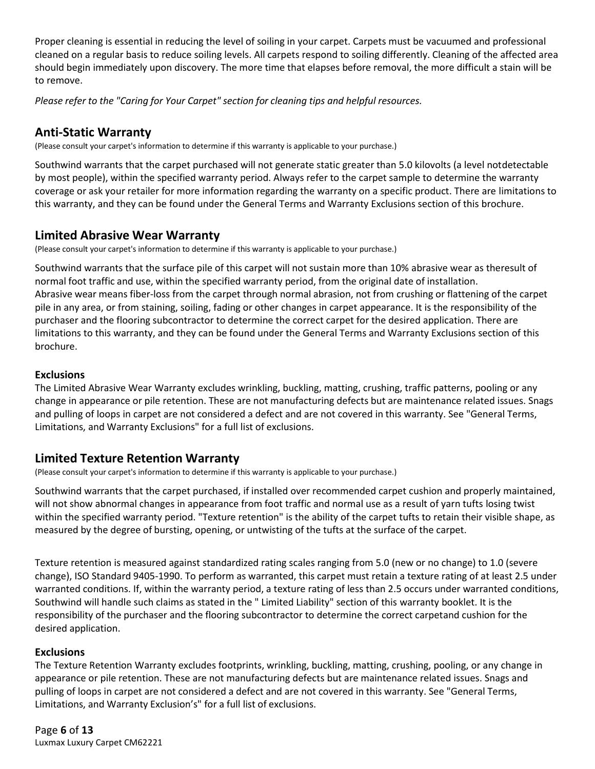Proper cleaning is essential in reducing the level of soiling in your carpet. Carpets must be vacuumed and professional cleaned on a regular basis to reduce soiling levels. All carpets respond to soiling differently. Cleaning of the affected area should begin immediately upon discovery. The more time that elapses before removal, the more difficult a stain will be to remove.

*Please refer to the "Caring for Your Carpet" section for cleaning tips and helpful resources.*

## Anti-Static Warranty

(Please consult your carpet's information to determine if this warranty is applicable to your purchase.)

Southwind warrants that the carpet purchased will not generate static greater than 5.0 kilovolts (a level notdetectable by most people), within the specified warranty period. Always refer to the carpet sample to determine the warranty coverage or ask your retailer for more information regarding the warranty on a specific product. There are limitations to this warranty, and they can be found under the General Terms and Warranty Exclusions section of this brochure.

## Limited Abrasive Wear Warranty

(Please consult your carpet's information to determine if this warranty is applicable to your purchase.)

Southwind warrants that the surface pile of this carpet will not sustain more than 10% abrasive wear as theresult of normal foot traffic and use, within the specified warranty period, from the original date of installation. Abrasive wear means fiber-loss from the carpet through normal abrasion, not from crushing or flattening of the carpet pile in any area, or from staining, soiling, fading or other changes in carpet appearance. It is the responsibility of the purchaser and the flooring subcontractor to determine the correct carpet for the desired application. There are limitations to this warranty, and they can be found under the General Terms and Warranty Exclusions section of this brochure.

### Exclusions

The Limited Abrasive Wear Warranty excludes wrinkling, buckling, matting, crushing, traffic patterns, pooling or any change in appearance or pile retention. These are not manufacturing defects but are maintenance related issues. Snags and pulling of loops in carpet are not considered a defect and are not covered in this warranty. See "General Terms, Limitations, and Warranty Exclusions" for a full list of exclusions.

## Limited Texture Retention Warranty

(Please consult your carpet's information to determine if this warranty is applicable to your purchase.)

Southwind warrants that the carpet purchased, if installed over recommended carpet cushion and properly maintained, will not show abnormal changes in appearance from foot traffic and normal use as a result of yarn tufts losing twist within the specified warranty period. "Texture retention" is the ability of the carpet tufts to retain their visible shape, as measured by the degree of bursting, opening, or untwisting of the tufts at the surface of the carpet.

Texture retention is measured against standardized rating scales ranging from 5.0 (new or no change) to 1.0 (severe change), ISO Standard 9405-1990. To perform as warranted, this carpet must retain a texture rating of at least 2.5 under warranted conditions. If, within the warranty period, a texture rating of less than 2.5 occurs under warranted conditions, Southwind will handle such claims as stated in the " Limited Liability" section of this warranty booklet. It is the responsibility of the purchaser and the flooring subcontractor to determine the correct carpetand cushion for the desired application.

### Exclusions

The Texture Retention Warranty excludes footprints, wrinkling, buckling, matting, crushing, pooling, or any change in appearance or pile retention. These are not manufacturing defects but are maintenance related issues. Snags and pulling of loops in carpet are not considered a defect and are not covered in this warranty. See "General Terms, Limitations, and Warranty Exclusion's" for a full list of exclusions.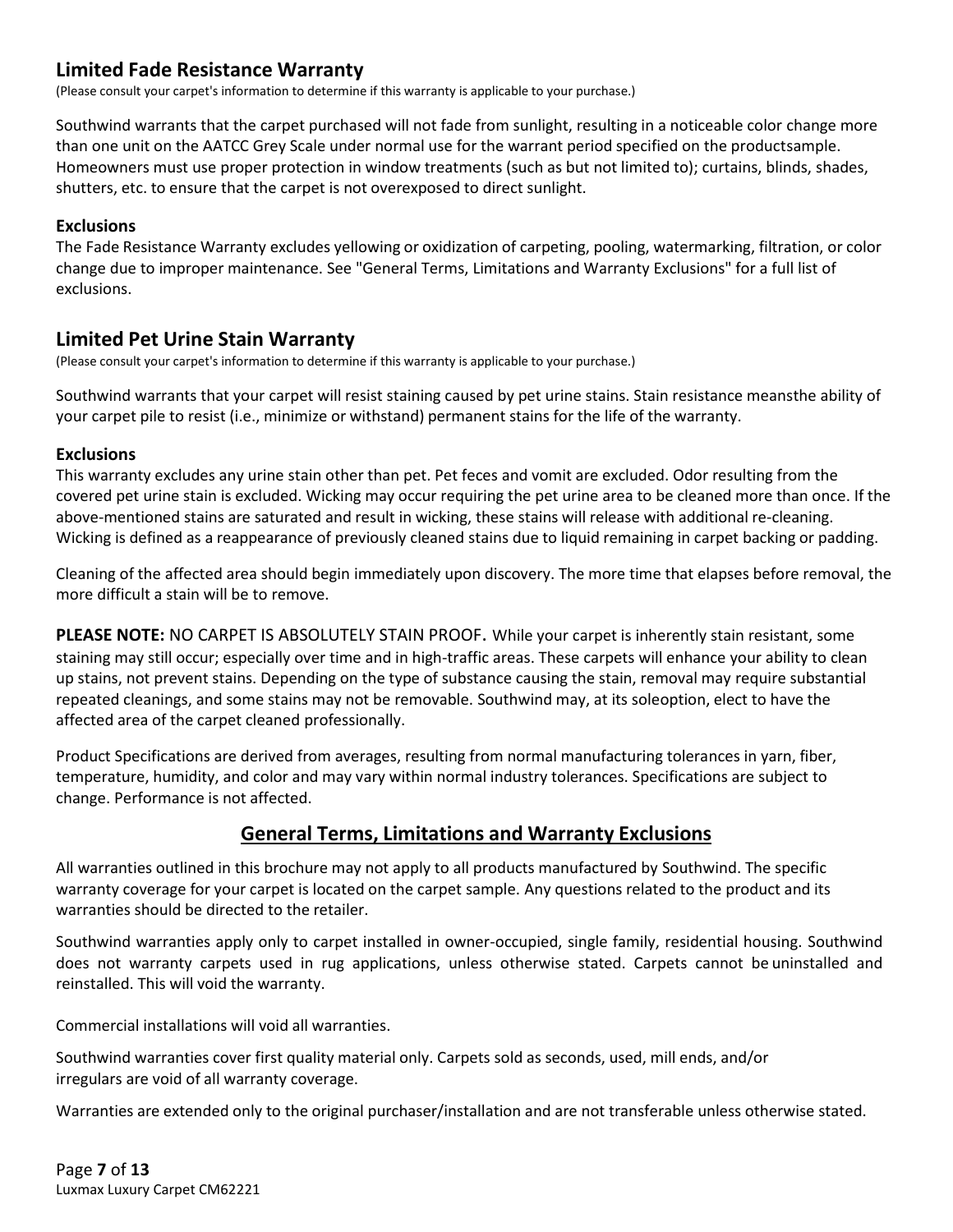## Limited Fade Resistance Warranty

(Please consult your carpet's information to determine if this warranty is applicable to your purchase.)

Southwind warrants that the carpet purchased will not fade from sunlight, resulting in a noticeable color change more than one unit on the AATCC Grey Scale under normal use for the warrant period specified on the productsample. Homeowners must use proper protection in window treatments (such as but not limited to); curtains, blinds, shades, shutters, etc. to ensure that the carpet is not overexposed to direct sunlight.

### Exclusions

The Fade Resistance Warranty excludes yellowing or oxidization of carpeting, pooling, watermarking, filtration, or color change due to improper maintenance. See "General Terms, Limitations and Warranty Exclusions" for a full list of exclusions.

## Limited Pet Urine Stain Warranty

(Please consult your carpet's information to determine if this warranty is applicable to your purchase.)

Southwind warrants that your carpet will resist staining caused by pet urine stains. Stain resistance meansthe ability of your carpet pile to resist (i.e., minimize or withstand) permanent stains for the life of the warranty.

### Exclusions

This warranty excludes any urine stain other than pet. Pet feces and vomit are excluded. Odor resulting from the covered pet urine stain is excluded. Wicking may occur requiring the pet urine area to be cleaned more than once. If the above-mentioned stains are saturated and result in wicking, these stains will release with additional re-cleaning. Wicking is defined as a reappearance of previously cleaned stains due to liquid remaining in carpet backing or padding.

Cleaning of the affected area should begin immediately upon discovery. The more time that elapses before removal, the more difficult a stain will be to remove.

**PLEASE NOTE:** NO CARPET IS ABSOLUTELY STAIN PROOF. While your carpet is inherently stain resistant, some staining may still occur; especially over time and in high-traffic areas. These carpets will enhance your ability to clean up stains, not prevent stains. Depending on the type of substance causing the stain, removal may require substantial repeated cleanings, and some stains may not be removable. Southwind may, at its soleoption, elect to have the affected area of the carpet cleaned professionally.

Product Specifications are derived from averages, resulting from normal manufacturing tolerances in yarn, fiber, temperature, humidity, and color and may vary within normal industry tolerances. Specifications are subject to change. Performance is not affected.

## General Terms, Limitations and Warranty Exclusions

All warranties outlined in this brochure may not apply to all products manufactured by Southwind. The specific warranty coverage for your carpet is located on the carpet sample. Any questions related to the product and its warranties should be directed to the retailer.

Southwind warranties apply only to carpet installed in owner-occupied, single family, residential housing. Southwind does not warranty carpets used in rug applications, unless otherwise stated. Carpets cannot be uninstalled and reinstalled. This will void the warranty.

Commercial installations will void all warranties.

Southwind warranties cover first quality material only. Carpets sold as seconds, used, mill ends, and/or irregulars are void of all warranty coverage.

Warranties are extended only to the original purchaser/installation and are not transferable unless otherwise stated.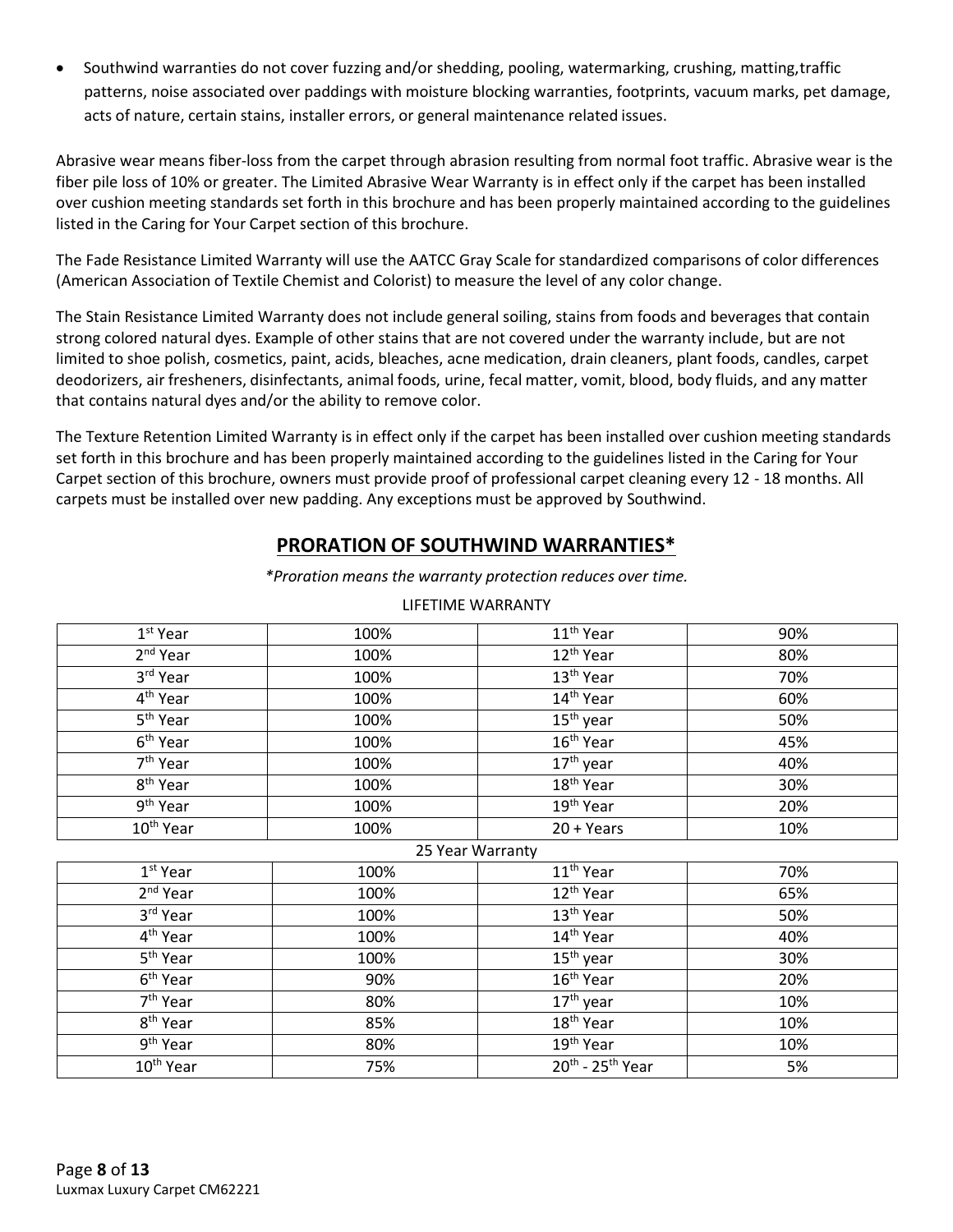- Southwind warranties do not cover fuzzing and/or shedding, pooling, watermarking, crushing, matting,traffic patterns, noise associated over paddings with moisture blocking warranties, footprints, vacuum marks, pet damage, acts of nature, certain stains, installer errors, or general maintenance related issues.

Abrasive wear means fiber-loss from the carpet through abrasion resulting from normal foot traffic. Abrasive wear is the fiber pile loss of 10% or greater. The Limited Abrasive Wear Warranty is in effect only if the carpet has been installed over cushion meeting standards set forth in this brochure and has been properly maintained according to the guidelines listed in the Caring for Your Carpet section of this brochure.

The Fade Resistance Limited Warranty will use the AATCC Gray Scale for standardized comparisons of color differences (American Association of Textile Chemist and Colorist) to measure the level of any color change.

The Stain Resistance Limited Warranty does not include general soiling, stains from foods and beverages that contain strong colored natural dyes. Example of other stains that are not covered under the warranty include, but are not limited to shoe polish, cosmetics, paint, acids, bleaches, acne medication, drain cleaners, plant foods, candles, carpet deodorizers, air fresheners, disinfectants, animal foods, urine, fecal matter, vomit, blood, body fluids, and any matter that contains natural dyes and/or the ability to remove color.

The Texture Retention Limited Warranty is in effect only if the carpet has been installed over cushion meeting standards set forth in this brochure and has been properly maintained according to the guidelines listed in the Caring for Your Carpet section of this brochure, owners must provide proof of professional carpet cleaning every 12 - 18 months. All carpets must be installed over new padding. Any exceptions must be approved by Southwind.

## PRORATION OF SOUTHWIND WARRANTIES*

*\*Proration means the warranty protection reduces over time.*

LIFETIME WARRANTY

| | | | |
|---|---|---|---|
| 1st Year | 100% | 11th Year | 90% |
| 2nd Year | 100% | 12th Year | 80% |
| 3rd Year | 100% | 13th Year | 70% |
| 4th Year | 100% | 14th Year | 60% |
| 5th Year | 100% | 15th year | 50% |
| 6th Year | 100% | 16th Year | 45% |
| 7th Year | 100% | 17th year | 40% |
| 8th Year | 100% | 18th Year | 30% |
| 9th Year | 100% | 19th Year | 20% |
| 10th Year | 100% | 20 + Years | 10% |

25 Year Warranty

| | | | |
|---|---|---|---|
| 1st Year | 100% | 11th Year | 70% |
| 2nd Year | 100% | 12th Year | 65% |
| 3rd Year | 100% | 13th Year | 50% |
| 4th Year | 100% | 14th Year | 40% |
| 5th Year | 100% | 15th year | 30% |
| 6th Year | 90% | 16th Year | 20% |
| 7th Year | 80% | 17th year | 10% |
| 8th Year | 85% | 18th Year | 10% |
| 9th Year | 80% | 19th Year | 10% |
| 10th Year | 75% | 20th - 25th Year | 5% |

Luxmax Luxury Carpet CM62221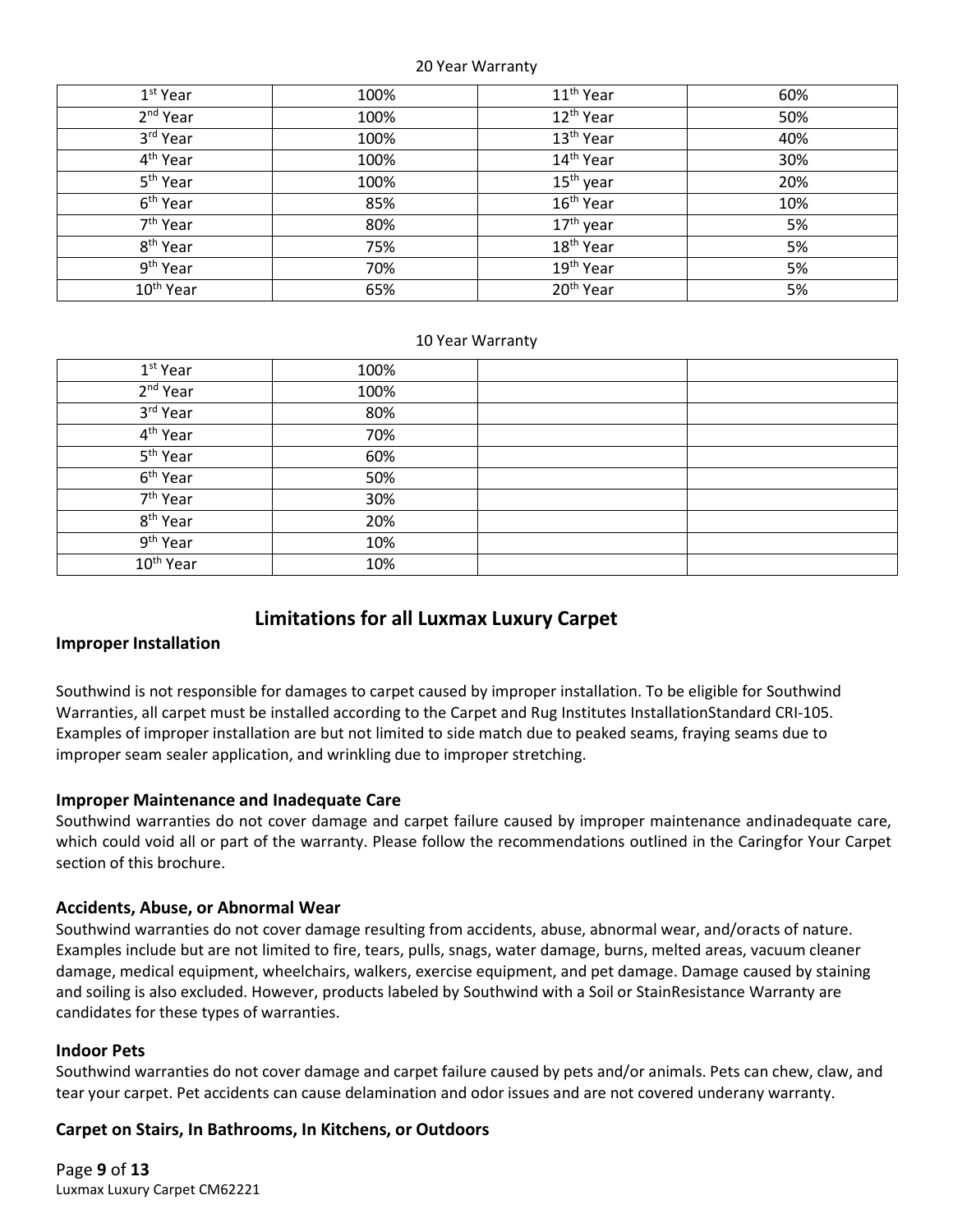20 Year Warranty

| | | | |
|---|---|---|---|
| 1st Year | 100% | 11th Year | 60% |
| 2nd Year | 100% | 12th Year | 50% |
| 3rd Year | 100% | 13th Year | 40% |
| 4th Year | 100% | 14th Year | 30% |
| 5th Year | 100% | 15th year | 20% |
| 6th Year | 85% | 16th Year | 10% |
| 7th Year | 80% | 17th year | 5% |
| 8th Year | 75% | 18th Year | 5% |
| 9th Year | 70% | 19th Year | 5% |
| 10th Year | 65% | 20th Year | 5% |

10 Year Warranty

| | | | |
|---|---|---|---|
| 1st Year | 100% | | |
| 2nd Year | 100% | | |
| 3rd Year | 80% | | |
| 4th Year | 70% | | |
| 5th Year | 60% | | |
| 6th Year | 50% | | |
| 7th Year | 30% | | |
| 8th Year | 20% | | |
| 9th Year | 10% | | |
| 10th Year | 10% | | |

## Limitations for all Luxmax Luxury Carpet

### Improper Installation

Southwind is not responsible for damages to carpet caused by improper installation. To be eligible for Southwind Warranties, all carpet must be installed according to the Carpet and Rug Institutes InstallationStandard CRI-105. Examples of improper installation are but not limited to side match due to peaked seams, fraying seams due to improper seam sealer application, and wrinkling due to improper stretching.

### Improper Maintenance and Inadequate Care

Southwind warranties do not cover damage and carpet failure caused by improper maintenance andinadequate care, which could void all or part of the warranty. Please follow the recommendations outlined in the Caringfor Your Carpet section of this brochure.

### Accidents, Abuse, or Abnormal Wear

Southwind warranties do not cover damage resulting from accidents, abuse, abnormal wear, and/oracts of nature. Examples include but are not limited to fire, tears, pulls, snags, water damage, burns, melted areas, vacuum cleaner damage, medical equipment, wheelchairs, walkers, exercise equipment, and pet damage. Damage caused by staining and soiling is also excluded. However, products labeled by Southwind with a Soil or StainResistance Warranty are candidates for these types of warranties.

### Indoor Pets

Southwind warranties do not cover damage and carpet failure caused by pets and/or animals. Pets can chew, claw, and tear your carpet. Pet accidents can cause delamination and odor issues and are not covered underany warranty.

### Carpet on Stairs, In Bathrooms, In Kitchens, or Outdoors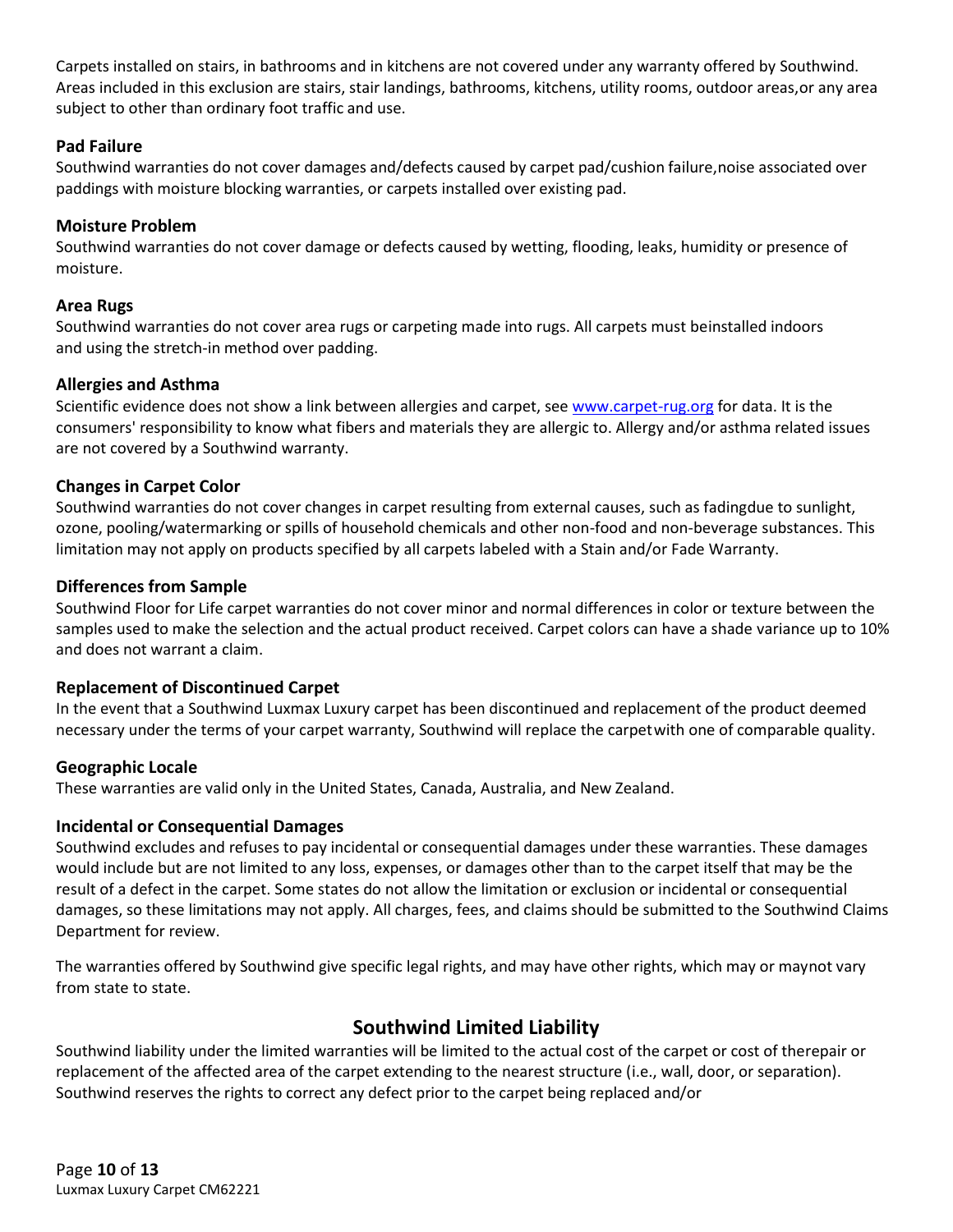Carpets installed on stairs, in bathrooms and in kitchens are not covered under any warranty offered by Southwind. Areas included in this exclusion are stairs, stair landings, bathrooms, kitchens, utility rooms, outdoor areas,or any area subject to other than ordinary foot traffic and use.

### Pad Failure

Southwind warranties do not cover damages and/defects caused by carpet pad/cushion failure,noise associated over paddings with moisture blocking warranties, or carpets installed over existing pad.

### Moisture Problem

Southwind warranties do not cover damage or defects caused by wetting, flooding, leaks, humidity or presence of moisture.

### Area Rugs

Southwind warranties do not cover area rugs or carpeting made into rugs. All carpets must beinstalled indoors and using the stretch-in method over padding.

### Allergies and Asthma

Scientific evidence does not show a link between allergies and carpet, see [www.carpet-rug.org](www.carpet-rug.org) for data. It is the consumers' responsibility to know what fibers and materials they are allergic to. Allergy and/or asthma related issues are not covered by a Southwind warranty.

### Changes in Carpet Color

Southwind warranties do not cover changes in carpet resulting from external causes, such as fadingdue to sunlight, ozone, pooling/watermarking or spills of household chemicals and other non-food and non-beverage substances. This limitation may not apply on products specified by all carpets labeled with a Stain and/or Fade Warranty.

### Differences from Sample

Southwind Floor for Life carpet warranties do not cover minor and normal differences in color or texture between the samples used to make the selection and the actual product received. Carpet colors can have a shade variance up to 10% and does not warrant a claim.

### Replacement of Discontinued Carpet

In the event that a Southwind Luxmax Luxury carpet has been discontinued and replacement of the product deemed necessary under the terms of your carpet warranty, Southwind will replace the carpetwith one of comparable quality.

### Geographic Locale

These warranties are valid only in the United States, Canada, Australia, and New Zealand.

### Incidental or Consequential Damages

Southwind excludes and refuses to pay incidental or consequential damages under these warranties. These damages would include but are not limited to any loss, expenses, or damages other than to the carpet itself that may be the result of a defect in the carpet. Some states do not allow the limitation or exclusion or incidental or consequential damages, so these limitations may not apply. All charges, fees, and claims should be submitted to the Southwind Claims Department for review.

The warranties offered by Southwind give specific legal rights, and may have other rights, which may or maynot vary from state to state.

## Southwind Limited Liability

Southwind liability under the limited warranties will be limited to the actual cost of the carpet or cost of therepair or replacement of the affected area of the carpet extending to the nearest structure (i.e., wall, door, or separation). Southwind reserves the rights to correct any defect prior to the carpet being replaced and/or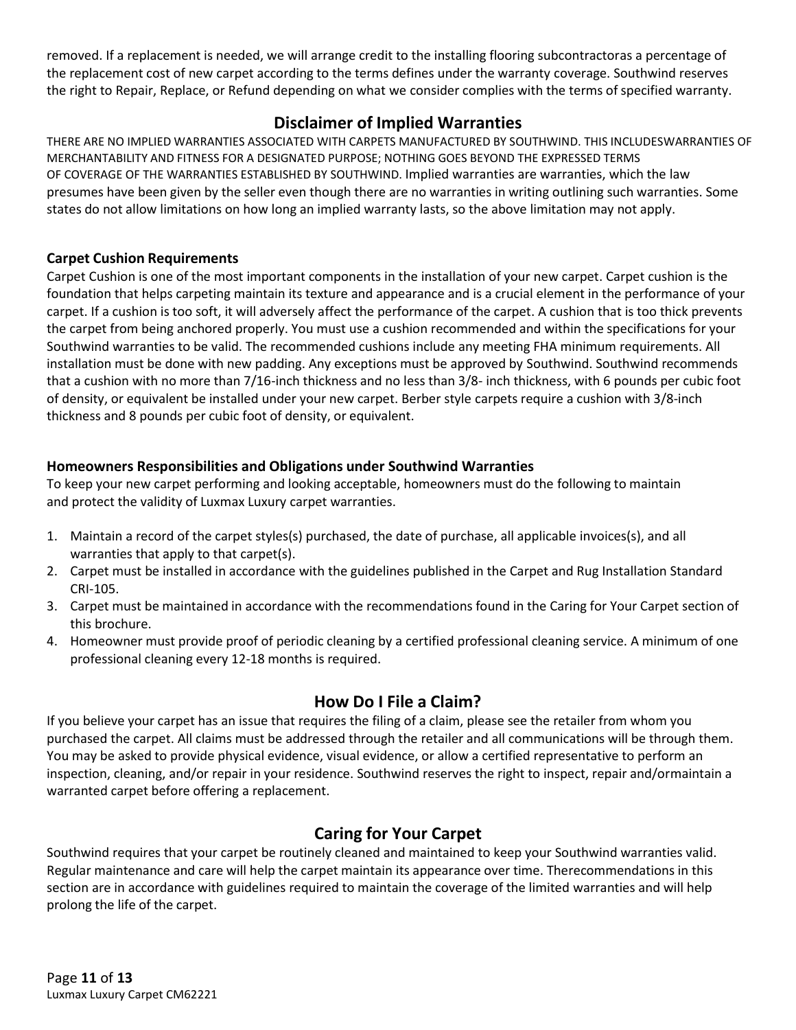removed. If a replacement is needed, we will arrange credit to the installing flooring subcontractoras a percentage of the replacement cost of new carpet according to the terms defines under the warranty coverage. Southwind reserves the right to Repair, Replace, or Refund depending on what we consider complies with the terms of specified warranty.

## Disclaimer of Implied Warranties

THERE ARE NO IMPLIED WARRANTIES ASSOCIATED WITH CARPETS MANUFACTURED BY SOUTHWIND. THIS INCLUDESWARRANTIES OF MERCHANTABILITY AND FITNESS FOR A DESIGNATED PURPOSE; NOTHING GOES BEYOND THE EXPRESSED TERMS OF COVERAGE OF THE WARRANTIES ESTABLISHED BY SOUTHWIND. Implied warranties are warranties, which the law presumes have been given by the seller even though there are no warranties in writing outlining such warranties. Some states do not allow limitations on how long an implied warranty lasts, so the above limitation may not apply.

### Carpet Cushion Requirements

Carpet Cushion is one of the most important components in the installation of your new carpet. Carpet cushion is the foundation that helps carpeting maintain its texture and appearance and is a crucial element in the performance of your carpet. If a cushion is too soft, it will adversely affect the performance of the carpet. A cushion that is too thick prevents the carpet from being anchored properly. You must use a cushion recommended and within the specifications for your Southwind warranties to be valid. The recommended cushions include any meeting FHA minimum requirements. All installation must be done with new padding. Any exceptions must be approved by Southwind. Southwind recommends that a cushion with no more than 7/16-inch thickness and no less than 3/8- inch thickness, with 6 pounds per cubic foot of density, or equivalent be installed under your new carpet. Berber style carpets require a cushion with 3/8-inch thickness and 8 pounds per cubic foot of density, or equivalent.

### Homeowners Responsibilities and Obligations under Southwind Warranties

To keep your new carpet performing and looking acceptable, homeowners must do the following to maintain and protect the validity of Luxmax Luxury carpet warranties.

1. Maintain a record of the carpet styles(s) purchased, the date of purchase, all applicable invoices(s), and all warranties that apply to that carpet(s).
2. Carpet must be installed in accordance with the guidelines published in the Carpet and Rug Installation Standard CRI-105.
3. Carpet must be maintained in accordance with the recommendations found in the Caring for Your Carpet section of this brochure.
4. Homeowner must provide proof of periodic cleaning by a certified professional cleaning service. A minimum of one professional cleaning every 12-18 months is required.

## How Do I File a Claim?

If you believe your carpet has an issue that requires the filing of a claim, please see the retailer from whom you purchased the carpet. All claims must be addressed through the retailer and all communications will be through them. You may be asked to provide physical evidence, visual evidence, or allow a certified representative to perform an inspection, cleaning, and/or repair in your residence. Southwind reserves the right to inspect, repair and/ormaintain a warranted carpet before offering a replacement.

## Caring for Your Carpet

Southwind requires that your carpet be routinely cleaned and maintained to keep your Southwind warranties valid. Regular maintenance and care will help the carpet maintain its appearance over time. Therecommendations in this section are in accordance with guidelines required to maintain the coverage of the limited warranties and will help prolong the life of the carpet.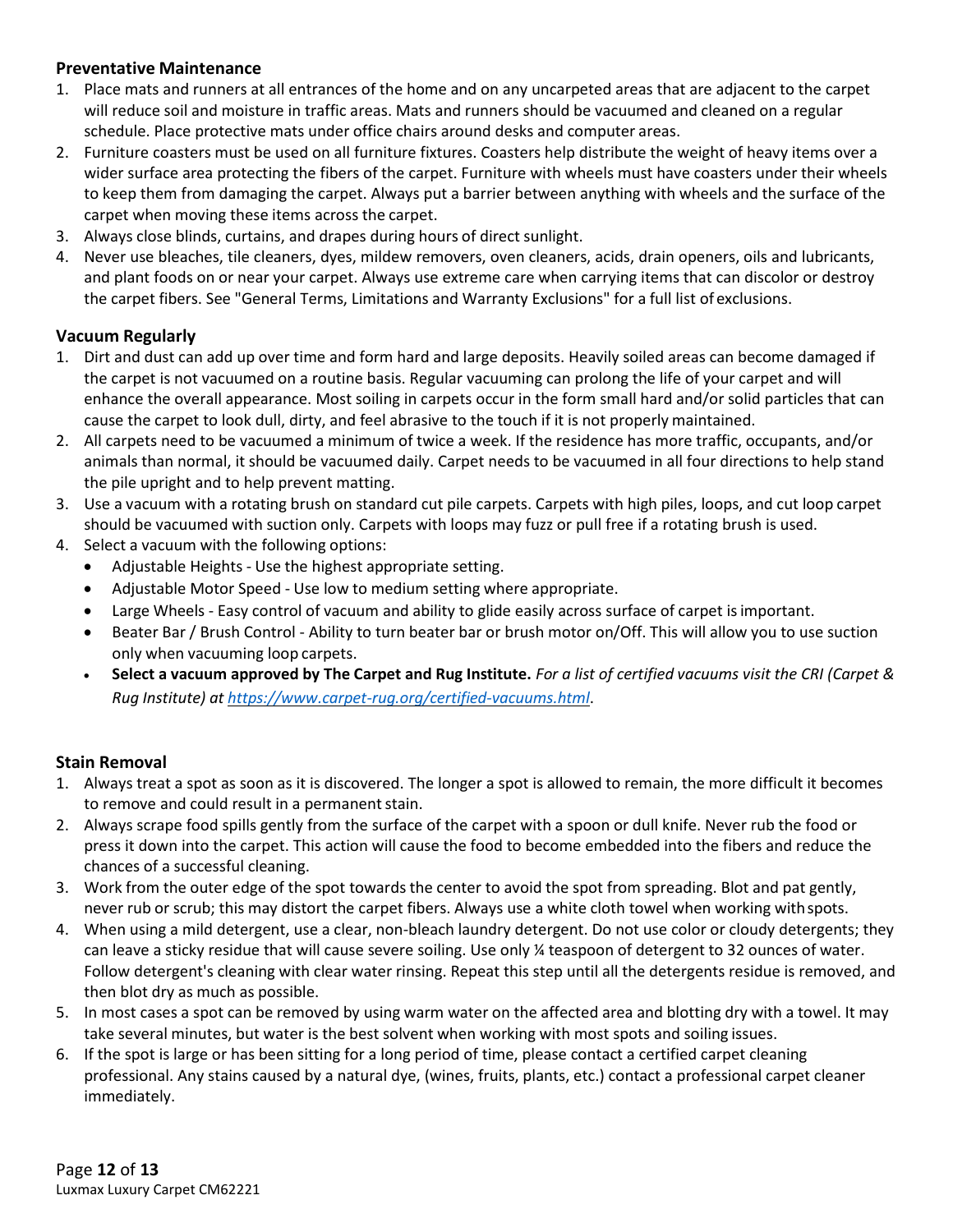## Preventative Maintenance

1. Place mats and runners at all entrances of the home and on any uncarpeted areas that are adjacent to the carpet will reduce soil and moisture in traffic areas. Mats and runners should be vacuumed and cleaned on a regular schedule. Place protective mats under office chairs around desks and computer areas.
2. Furniture coasters must be used on all furniture fixtures. Coasters help distribute the weight of heavy items over a wider surface area protecting the fibers of the carpet. Furniture with wheels must have coasters under their wheels to keep them from damaging the carpet. Always put a barrier between anything with wheels and the surface of the carpet when moving these items across the carpet.
3. Always close blinds, curtains, and drapes during hours of direct sunlight.
4. Never use bleaches, tile cleaners, dyes, mildew removers, oven cleaners, acids, drain openers, oils and lubricants, and plant foods on or near your carpet. Always use extreme care when carrying items that can discolor or destroy the carpet fibers. See "General Terms, Limitations and Warranty Exclusions" for a full list of exclusions.

## Vacuum Regularly

1. Dirt and dust can add up over time and form hard and large deposits. Heavily soiled areas can become damaged if the carpet is not vacuumed on a routine basis. Regular vacuuming can prolong the life of your carpet and will enhance the overall appearance. Most soiling in carpets occur in the form small hard and/or solid particles that can cause the carpet to look dull, dirty, and feel abrasive to the touch if it is not properly maintained.
2. All carpets need to be vacuumed a minimum of twice a week. If the residence has more traffic, occupants, and/or animals than normal, it should be vacuumed daily. Carpet needs to be vacuumed in all four directions to help stand the pile upright and to help prevent matting.
3. Use a vacuum with a rotating brush on standard cut pile carpets. Carpets with high piles, loops, and cut loop carpet should be vacuumed with suction only. Carpets with loops may fuzz or pull free if a rotating brush is used.
4. Select a vacuum with the following options:
   - Adjustable Heights - Use the highest appropriate setting.
   - Adjustable Motor Speed - Use low to medium setting where appropriate.
   - Large Wheels - Easy control of vacuum and ability to glide easily across surface of carpet is important.
   - Beater Bar / Brush Control - Ability to turn beater bar or brush motor on/Off. This will allow you to use suction only when vacuuming loop carpets.
   - **Select a vacuum approved by The Carpet and Rug Institute.** *For a list of certified vacuums visit the CRI (Carpet & Rug Institute) at [https://www.carpet-rug.org/certified-vacuums.html](https://www.carpet-rug.org/certified-vacuums.html).*

## Stain Removal

1. Always treat a spot as soon as it is discovered. The longer a spot is allowed to remain, the more difficult it becomes to remove and could result in a permanent stain.
2. Always scrape food spills gently from the surface of the carpet with a spoon or dull knife. Never rub the food or press it down into the carpet. This action will cause the food to become embedded into the fibers and reduce the chances of a successful cleaning.
3. Work from the outer edge of the spot towards the center to avoid the spot from spreading. Blot and pat gently, never rub or scrub; this may distort the carpet fibers. Always use a white cloth towel when working with spots.
4. When using a mild detergent, use a clear, non-bleach laundry detergent. Do not use color or cloudy detergents; they can leave a sticky residue that will cause severe soiling. Use only ¼ teaspoon of detergent to 32 ounces of water. Follow detergent's cleaning with clear water rinsing. Repeat this step until all the detergents residue is removed, and then blot dry as much as possible.
5. In most cases a spot can be removed by using warm water on the affected area and blotting dry with a towel. It may take several minutes, but water is the best solvent when working with most spots and soiling issues.
6. If the spot is large or has been sitting for a long period of time, please contact a certified carpet cleaning professional. Any stains caused by a natural dye, (wines, fruits, plants, etc.) contact a professional carpet cleaner immediately.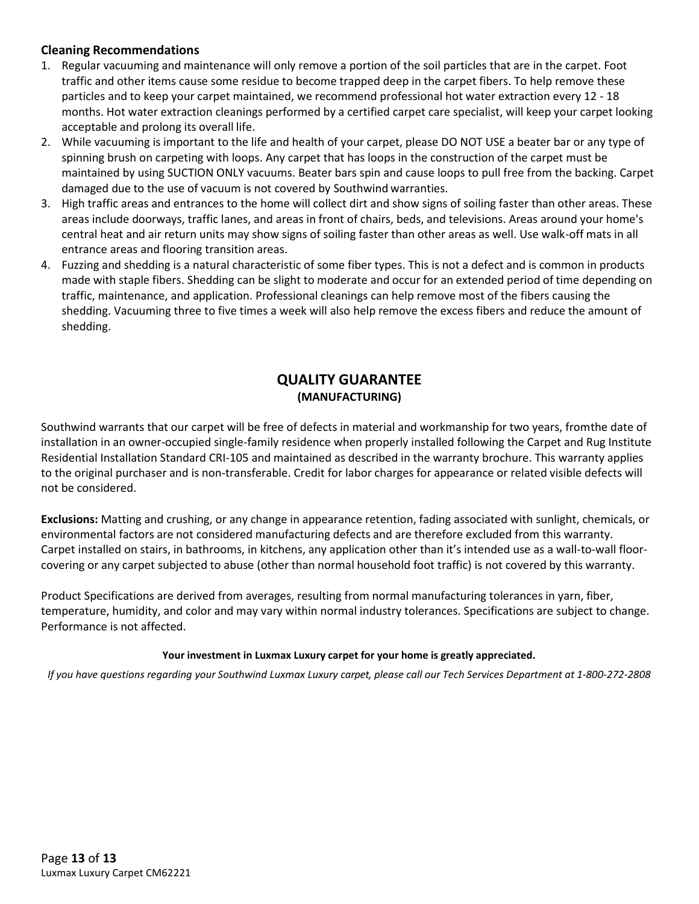## Cleaning Recommendations

1. Regular vacuuming and maintenance will only remove a portion of the soil particles that are in the carpet. Foot traffic and other items cause some residue to become trapped deep in the carpet fibers. To help remove these particles and to keep your carpet maintained, we recommend professional hot water extraction every 12 - 18 months. Hot water extraction cleanings performed by a certified carpet care specialist, will keep your carpet looking acceptable and prolong its overall life.
2. While vacuuming is important to the life and health of your carpet, please DO NOT USE a beater bar or any type of spinning brush on carpeting with loops. Any carpet that has loops in the construction of the carpet must be maintained by using SUCTION ONLY vacuums. Beater bars spin and cause loops to pull free from the backing. Carpet damaged due to the use of vacuum is not covered by Southwind warranties.
3. High traffic areas and entrances to the home will collect dirt and show signs of soiling faster than other areas. These areas include doorways, traffic lanes, and areas in front of chairs, beds, and televisions. Areas around your home's central heat and air return units may show signs of soiling faster than other areas as well. Use walk-off mats in all entrance areas and flooring transition areas.
4. Fuzzing and shedding is a natural characteristic of some fiber types. This is not a defect and is common in products made with staple fibers. Shedding can be slight to moderate and occur for an extended period of time depending on traffic, maintenance, and application. Professional cleanings can help remove most of the fibers causing the shedding. Vacuuming three to five times a week will also help remove the excess fibers and reduce the amount of shedding.

## QUALITY GUARANTEE

**(MANUFACTURING)**

Southwind warrants that our carpet will be free of defects in material and workmanship for two years, fromthe date of installation in an owner-occupied single-family residence when properly installed following the Carpet and Rug Institute Residential Installation Standard CRI-105 and maintained as described in the warranty brochure. This warranty applies to the original purchaser and is non-transferable. Credit for labor charges for appearance or related visible defects will not be considered.

**Exclusions:** Matting and crushing, or any change in appearance retention, fading associated with sunlight, chemicals, or environmental factors are not considered manufacturing defects and are therefore excluded from this warranty. Carpet installed on stairs, in bathrooms, in kitchens, any application other than it's intended use as a wall-to-wall floor-covering or any carpet subjected to abuse (other than normal household foot traffic) is not covered by this warranty.

Product Specifications are derived from averages, resulting from normal manufacturing tolerances in yarn, fiber, temperature, humidity, and color and may vary within normal industry tolerances. Specifications are subject to change. Performance is not affected.

**Your investment in Luxmax Luxury carpet for your home is greatly appreciated.**

*If you have questions regarding your Southwind Luxmax Luxury carpet, please call our Tech Services Department at 1-800-272-2808*